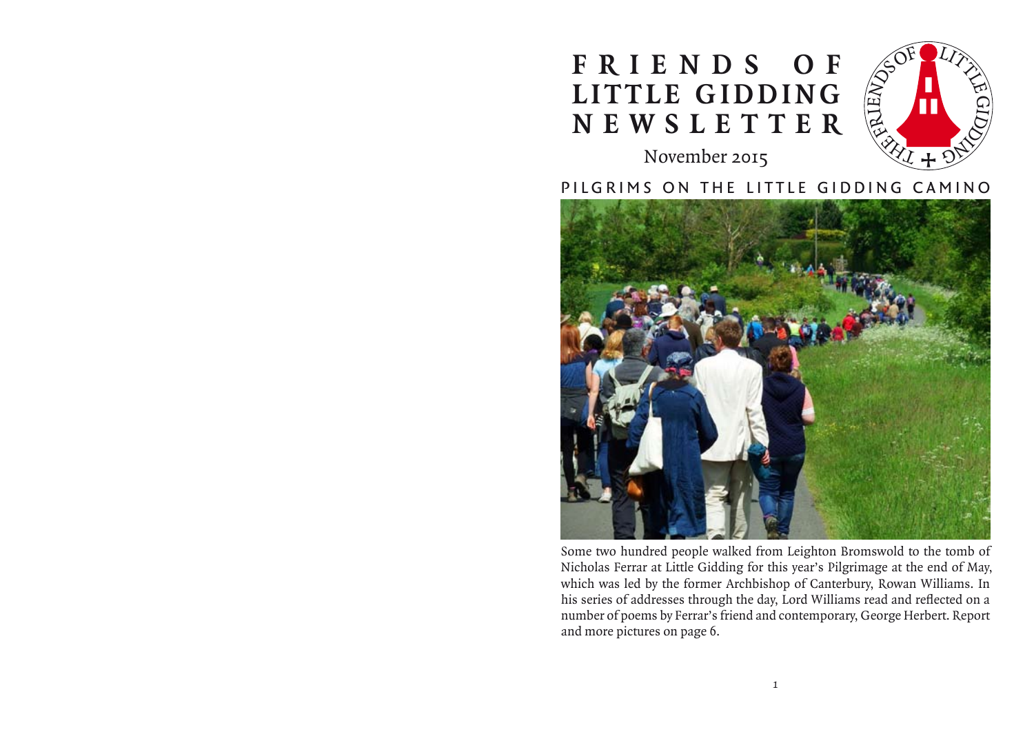# FRIENDS OF LITTLE GIDDING NEWSLETTER

November 2015

## PILGRIMS ON THE LITTLE GIDDING CAMINO

Some two hundred people walked from Leighton Bromswold to the tomb of Nicholas Ferrar at Little Gidding for this year's Pilgrimage at the end of May, which was led by the former Archbishop of Canterbury, Rowan Williams. In his series of addresses through the day, Lord Williams read and reflected on a number of poems by Ferrar's friend and contemporary, George Herbert. Report and more pictures on page 6.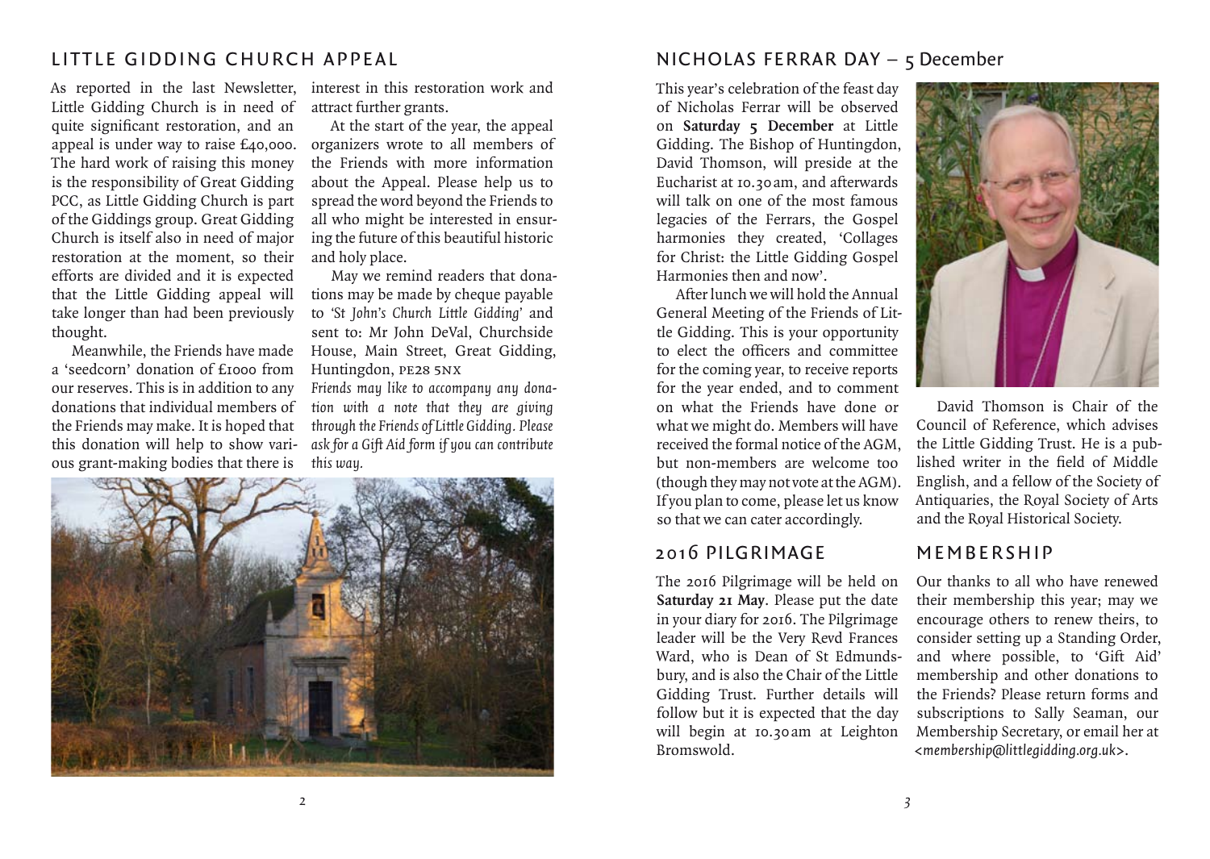## LITTLE GIDDING CHURCH APPEAL

As reported in the last Newsletter, Little Gidding Church is in need of quite significant restoration, and an appeal is under way to raise £40,000. The hard work of raising this money is the responsibility of Great Gidding PCC, as Little Gidding Church is part of the Giddings group. Great Gidding Church is itself also in need of major restoration at the moment, so their efforts are divided and it is expected that the Little Gidding appeal will take longer than had been previously thought.

Meanwhile, the Friends have made a 'seedcorn' donation of £1000 from our reserves. This is in addition to any donations that individual members of the Friends may make. It is hoped that this donation will help to show various grant-making bodies that there is interest in this restoration work and attract further grants.

At the start of the year, the appeal organizers wrote to all members of the Friends with more information about the Appeal. Please help us to spread the word beyond the Friends to all who might be interested in ensuring the future of this beautiful historic and holy place.

May we remind readers that donations may be made by cheque payable to *'St John's Church Little Gidding'* and sent to: Mr John DeVal, Churchside House, Main Street, Great Gidding, Huntingdon, PE28 5NX

*Friends may like to accompany any donation with a note that they are giving through the Friends of Little Gidding. Please ask for a Gift Aid form if you can contribute this way.*

## NICHOLAS FERRAR DAY – 5 December

This year's celebration of the feast day of Nicholas Ferrar will be observed on **Saturday 5 December** at Little Gidding. The Bishop of Huntingdon, David Thomson, will preside at the Eucharist at 10.30 am, and afterwards will talk on one of the most famous legacies of the Ferrars, the Gospel harmonies they created, 'Collages for Christ: the Little Gidding Gospel Harmonies then and now'.

After lunch we will hold the Annual General Meeting of the Friends of Little Gidding. This is your opportunity to elect the officers and committee for the coming year, to receive reports for the year ended, and to comment on what the Friends have done or what we might do. Members will have received the formal notice of the AGM, but non-members are welcome too (though they may not vote at the AGM). If you plan to come, please let us know so that we can cater accordingly.

David Thomson is Chair of the Council of Reference, which advises the Little Gidding Trust. He is a published writer in the field of Middle English, and a fellow of the Society of Antiquaries, the Royal Society of Arts and the Royal Historical Society.

## 2016 PILGRIMAGE

The 2016 Pilgrimage will be held on **Saturday 21 May**. Please put the date in your diary for 2016. The Pilgrimage leader will be the Very Revd Frances Ward, who is Dean of St Edmundsbury, and is also the Chair of the Little Gidding Trust. Further details will follow but it is expected that the day will begin at 10.30 am at Leighton Bromswold.

## MEMBERSHIP

Our thanks to all who have renewed their membership this year; may we encourage others to renew theirs, to consider setting up a Standing Order, and where possible, to 'Gift Aid' membership and other donations to the Friends? Please return forms and subscriptions to Sally Seaman, our Membership Secretary, or email her at <membership@littlegidding.org.uk>.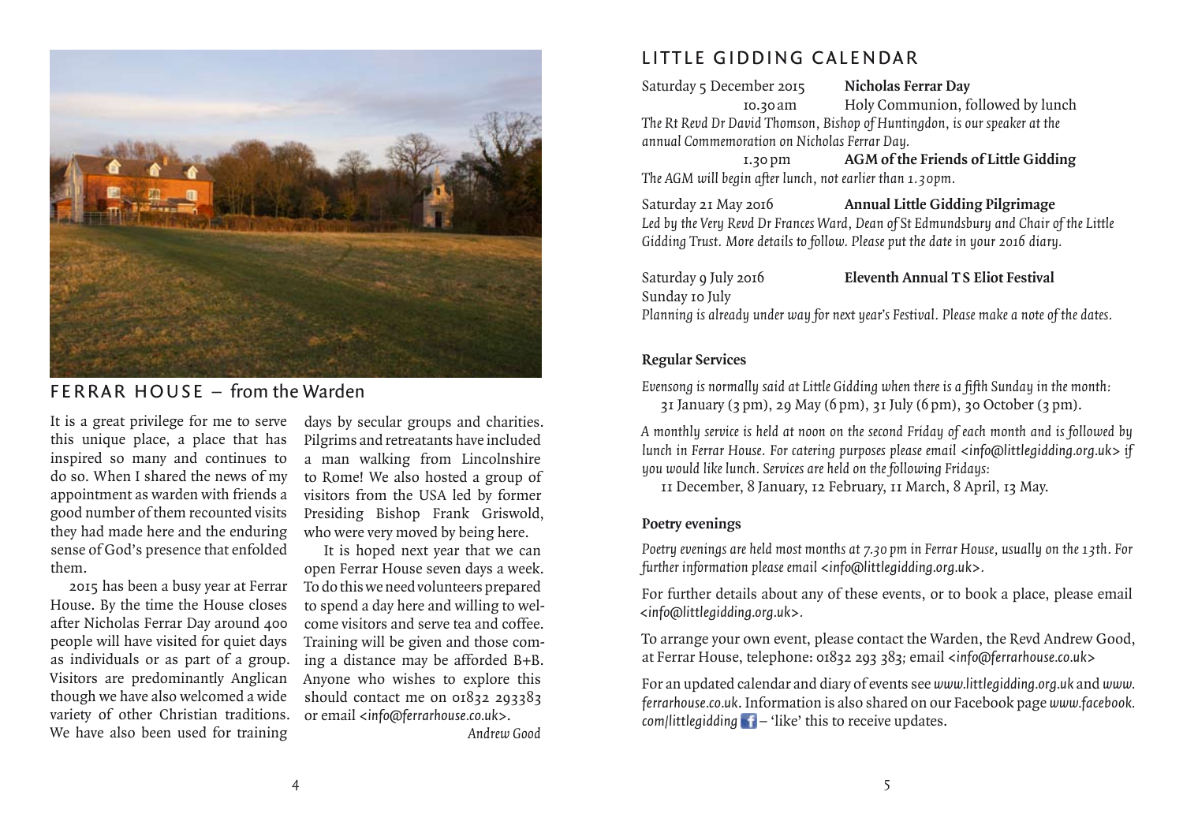## FERRAR HOUSE – from the Warden

It is a great privilege for me to serve this unique place, a place that has inspired so many and continues to do so. When I shared the news of my appointment as warden with friends a good number of them recounted visits they had made here and the enduring sense of God's presence that enfolded them.

2015 has been a busy year at Ferrar House. By the time the House closes after Nicholas Ferrar Day around 400 people will have visited for quiet days as individuals or as part of a group. Visitors are predominantly Anglican though we have also welcomed a wide variety of other Christian traditions. We have also been used for training days by secular groups and charities. Pilgrims and retreatants have included a man walking from Lincolnshire to Rome! We also hosted a group of visitors from the USA led by former Presiding Bishop Frank Griswold, who were very moved by being here.

It is hoped next year that we can open Ferrar House seven days a week. To do this we need volunteers prepared to spend a day here and willing to welcome visitors and serve tea and coffee. Training will be given and those coming a distance may be afforded B+B. Anyone who wishes to explore this should contact me on 01832 293383 or email <info@ferrarhouse.co.uk>.

*Andrew Good*

## LITTLE GIDDING CALENDAR

Saturday 5 December 2015 — **Nicholas Ferrar Day**

10.30 am — Holy Communion, followed by lunch

*The Rt Revd Dr David Thomson, Bishop of Huntingdon, is our speaker at the annual Commemoration on Nicholas Ferrar Day.*

1.30 pm — **AGM of the Friends of Little Gidding**

*The AGM will begin after lunch, not earlier than 1.30pm.*

Saturday 21 May 2016 — **Annual Little Gidding Pilgrimage**

*Led by the Very Revd Dr Frances Ward, Dean of St Edmundsbury and Chair of the Little Gidding Trust. More details to follow. Please put the date in your 2016 diary.*

Saturday 9 July 2016 — **Eleventh Annual T S Eliot Festival**
Sunday 10 July

*Planning is already under way for next year's Festival. Please make a note of the dates.*

### Regular Services

*Evensong is normally said at Little Gidding when there is a fifth Sunday in the month:*
31 January (3 pm), 29 May (6 pm), 31 July (6 pm), 30 October (3 pm).

*A monthly service is held at noon on the second Friday of each month and is followed by lunch in Ferrar House. For catering purposes please email <info@littlegidding.org.uk> if you would like lunch. Services are held on the following Fridays:*
11 December, 8 January, 12 February, 11 March, 8 April, 13 May.

### Poetry evenings

*Poetry evenings are held most months at 7.30 pm in Ferrar House, usually on the 13th. For further information please email <info@littlegidding.org.uk>.*

For further details about any of these events, or to book a place, please email <info@littlegidding.org.uk>.

To arrange your own event, please contact the Warden, the Revd Andrew Good, at Ferrar House, telephone: 01832 293 383; email <info@ferrarhouse.co.uk>

For an updated calendar and diary of events see www.littlegidding.org.uk and www.ferrarhouse.co.uk. Information is also shared on our Facebook page www.facebook.com/littlegidding – 'like' this to receive updates.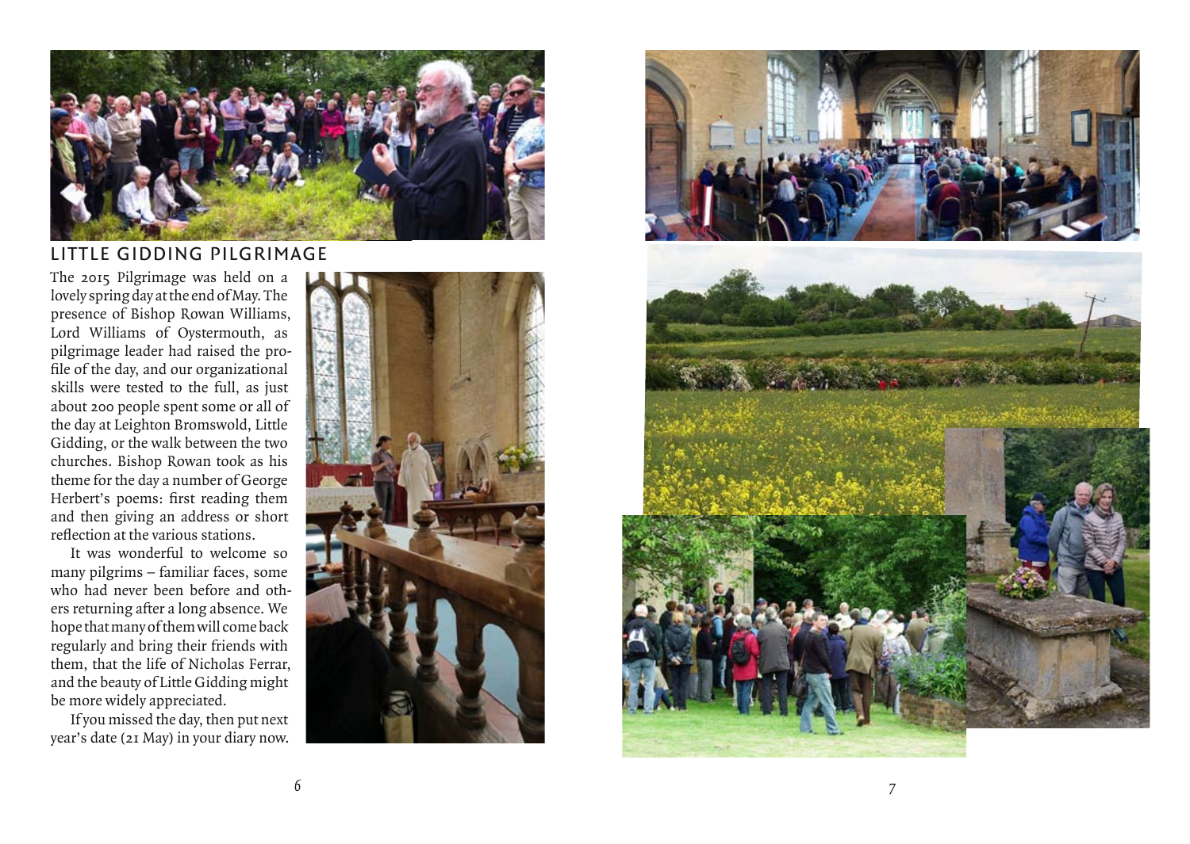## LITTLE GIDDING PILGRIMAGE

The 2015 Pilgrimage was held on a lovely spring day at the end of May. The presence of Bishop Rowan Williams, Lord Williams of Oystermouth, as pilgrimage leader had raised the profile of the day, and our organizational skills were tested to the full, as just about 200 people spent some or all of the day at Leighton Bromswold, Little Gidding, or the walk between the two churches. Bishop Rowan took as his theme for the day a number of George Herbert's poems: first reading them and then giving an address or short reflection at the various stations.

It was wonderful to welcome so many pilgrims – familiar faces, some who had never been before and others returning after a long absence. We hope that many of them will come back regularly and bring their friends with them, that the life of Nicholas Ferrar, and the beauty of Little Gidding might be more widely appreciated.

If you missed the day, then put next year's date (21 May) in your diary now.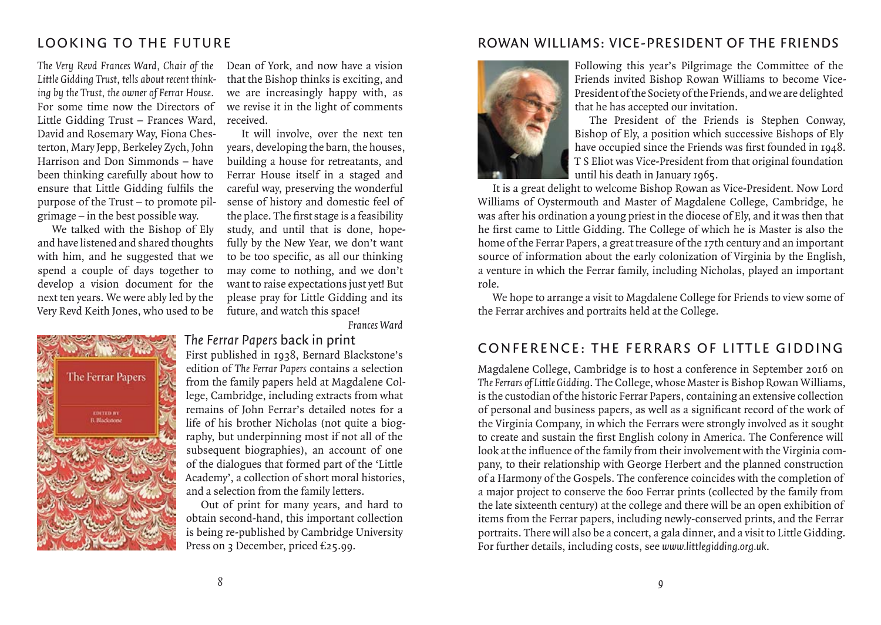## LOOKING TO THE FUTURE

*The Very Revd Frances Ward, Chair of the Little Gidding Trust, tells about recent thinking by the Trust, the owner of Ferrar House.*

For some time now the Directors of Little Gidding Trust – Frances Ward, David and Rosemary Way, Fiona Chesterton, Mary Jepp, Berkeley Zych, John Harrison and Don Simmonds – have been thinking carefully about how to ensure that Little Gidding fulfils the purpose of the Trust – to promote pilgrimage – in the best possible way.

We talked with the Bishop of Ely and have listened and shared thoughts with him, and he suggested that we spend a couple of days together to develop a vision document for the next ten years. We were ably led by the Very Revd Keith Jones, who used to be Dean of York, and now have a vision that the Bishop thinks is exciting, and we are increasingly happy with, as we revise it in the light of comments received.

It will involve, over the next ten years, developing the barn, the houses, building a house for retreatants, and Ferrar House itself in a staged and careful way, preserving the wonderful sense of history and domestic feel of the place. The first stage is a feasibility study, and until that is done, hopefully by the New Year, we don't want to be too specific, as all our thinking may come to nothing, and we don't want to raise expectations just yet! But please pray for Little Gidding and its future, and watch this space!

*Frances Ward*

### *The Ferrar Papers* back in print

First published in 1938, Bernard Blackstone's edition of *The Ferrar Papers* contains a selection from the family papers held at Magdalene College, Cambridge, including extracts from what remains of John Ferrar's detailed notes for a life of his brother Nicholas (not quite a biography, but underpinning most if not all of the subsequent biographies), an account of one of the dialogues that formed part of the 'Little Academy', a collection of short moral histories, and a selection from the family letters.

Out of print for many years, and hard to obtain second-hand, this important collection is being re-published by Cambridge University Press on 3 December, priced £25.99.

## ROWAN WILLIAMS: VICE-PRESIDENT OF THE FRIENDS

Following this year's Pilgrimage the Committee of the Friends invited Bishop Rowan Williams to become Vice-President of the Society of the Friends, and we are delighted that he has accepted our invitation.

The President of the Friends is Stephen Conway, Bishop of Ely, a position which successive Bishops of Ely have occupied since the Friends was first founded in 1948. T S Eliot was Vice-President from that original foundation until his death in January 1965.

It is a great delight to welcome Bishop Rowan as Vice-President. Now Lord Williams of Oystermouth and Master of Magdalene College, Cambridge, he was after his ordination a young priest in the diocese of Ely, and it was then that he first came to Little Gidding. The College of which he is Master is also the home of the Ferrar Papers, a great treasure of the 17th century and an important source of information about the early colonization of Virginia by the English, a venture in which the Ferrar family, including Nicholas, played an important role.

We hope to arrange a visit to Magdalene College for Friends to view some of the Ferrar archives and portraits held at the College.

## CONFERENCE: THE FERRARS OF LITTLE GIDDING

Magdalene College, Cambridge is to host a conference in September 2016 on *The Ferrars of Little Gidding*. The College, whose Master is Bishop Rowan Williams, is the custodian of the historic Ferrar Papers, containing an extensive collection of personal and business papers, as well as a significant record of the work of the Virginia Company, in which the Ferrars were strongly involved as it sought to create and sustain the first English colony in America. The Conference will look at the influence of the family from their involvement with the Virginia company, to their relationship with George Herbert and the planned construction of a Harmony of the Gospels. The conference coincides with the completion of a major project to conserve the 600 Ferrar prints (collected by the family from the late sixteenth century) at the college and there will be an open exhibition of items from the Ferrar papers, including newly-conserved prints, and the Ferrar portraits. There will also be a concert, a gala dinner, and a visit to Little Gidding. For further details, including costs, see *www.littlegidding.org.uk*.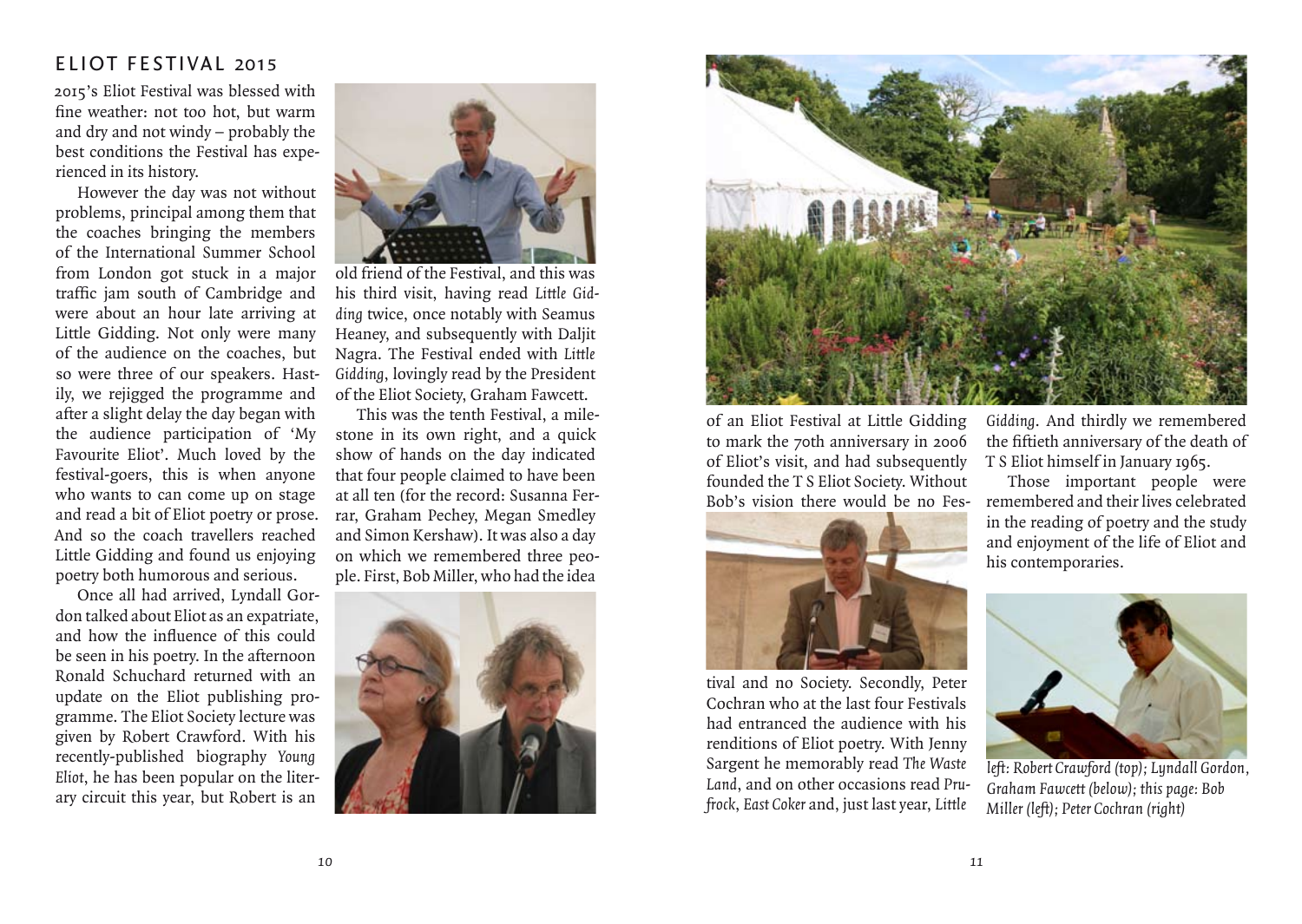## ELIOT FESTIVAL 2015

2015's Eliot Festival was blessed with fine weather: not too hot, but warm and dry and not windy – probably the best conditions the Festival has experienced in its history.

However the day was not without problems, principal among them that the coaches bringing the members of the International Summer School from London got stuck in a major traffic jam south of Cambridge and were about an hour late arriving at Little Gidding. Not only were many of the audience on the coaches, but so were three of our speakers. Hastily, we rejigged the programme and after a slight delay the day began with the audience participation of 'My Favourite Eliot'. Much loved by the festival-goers, this is when anyone who wants to can come up on stage and read a bit of Eliot poetry or prose. And so the coach travellers reached Little Gidding and found us enjoying poetry both humorous and serious.

Once all had arrived, Lyndall Gordon talked about Eliot as an expatriate, and how the influence of this could be seen in his poetry. In the afternoon Ronald Schuchard returned with an update on the Eliot publishing programme. The Eliot Society lecture was given by Robert Crawford. With his recently-published biography *Young Eliot*, he has been popular on the literary circuit this year, but Robert is an old friend of the Festival, and this was his third visit, having read *Little Gidding* twice, once notably with Seamus Heaney, and subsequently with Daljit Nagra. The Festival ended with *Little Gidding*, lovingly read by the President of the Eliot Society, Graham Fawcett.

This was the tenth Festival, a milestone in its own right, and a quick show of hands on the day indicated that four people claimed to have been at all ten (for the record: Susanna Ferrar, Graham Pechey, Megan Smedley and Simon Kershaw). It was also a day on which we remembered three people. First, Bob Miller, who had the idea of an Eliot Festival at Little Gidding to mark the 70th anniversary in 2006 of Eliot's visit, and had subsequently founded the T S Eliot Society. Without Bob's vision there would be no Festival and no Society. Secondly, Peter Cochran who at the last four Festivals had entranced the audience with his renditions of Eliot poetry. With Jenny Sargent he memorably read *The Waste Land*, and on other occasions read *Prufrock*, *East Coker* and, just last year, *Little Gidding*. And thirdly we remembered the fiftieth anniversary of the death of T S Eliot himself in January 1965.

Those important people were remembered and their lives celebrated in the reading of poetry and the study and enjoyment of the life of Eliot and his contemporaries.

*left: Robert Crawford (top); Lyndall Gordon, Graham Fawcett (below); this page: Bob Miller (left); Peter Cochran (right)*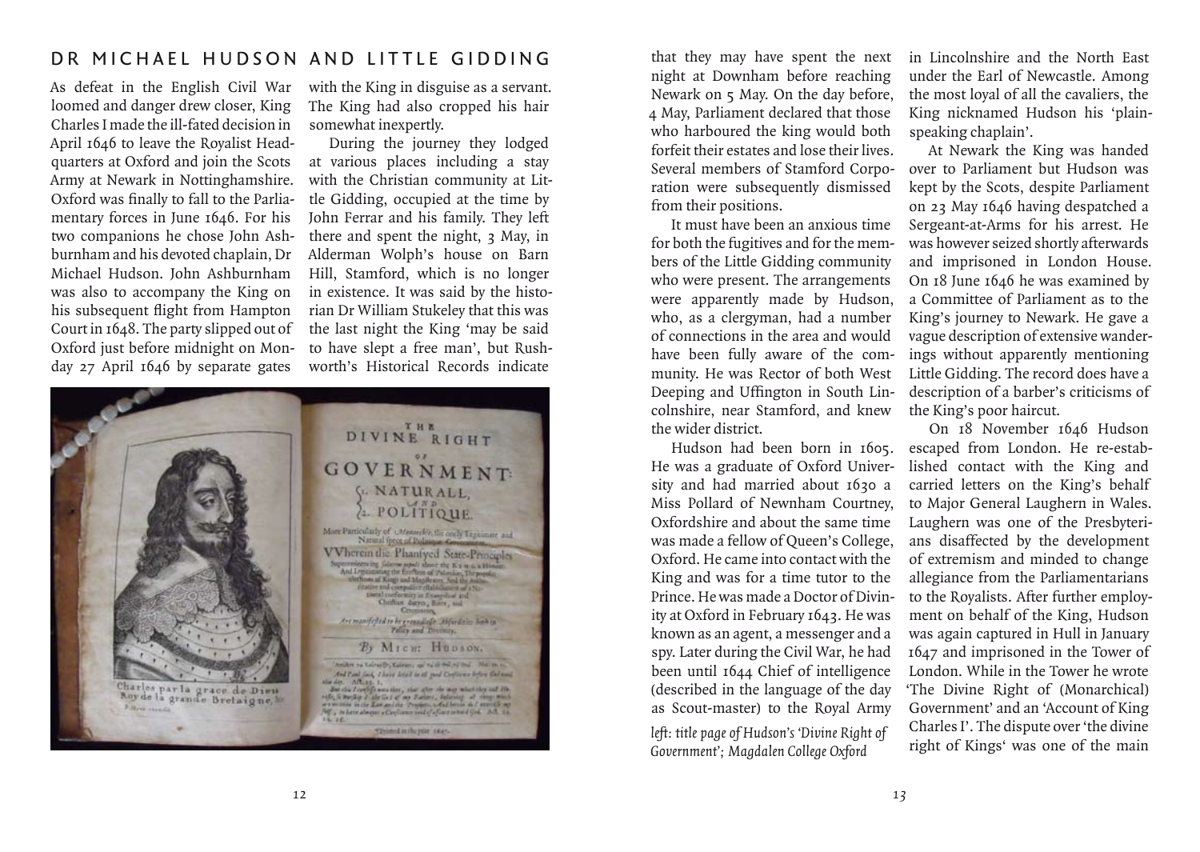# DR MICHAEL HUDSON AND LITTLE GIDDING

As defeat in the English Civil War loomed and danger drew closer, King Charles I made the ill-fated decision in April 1646 to leave the Royalist Headquarters at Oxford and join the Scots Army at Newark in Nottinghamshire. Oxford was finally to fall to the Parliamentary forces in June 1646. For his two companions he chose John Ashburnham and his devoted chaplain, Dr Michael Hudson. John Ashburnham was also to accompany the King on his subsequent flight from Hampton Court in 1648. The party slipped out of Oxford just before midnight on Monday 27 April 1646 by separate gates with the King in disguise as a servant. The King had also cropped his hair somewhat inexpertly.

During the journey they lodged at various places including a stay with the Christian community at Little Gidding, occupied at the time by John Ferrar and his family. They left there and spent the night, 3 May, in Alderman Wolph's house on Barn Hill, Stamford, which is no longer in existence. It was said by the historian Dr William Stukeley that this was the last night the King 'may be said to have slept a free man', but Rushworth's Historical Records indicate that they may have spent the next night at Downham before reaching Newark on 5 May. On the day before, 4 May, Parliament declared that those who harboured the king would both forfeit their estates and lose their lives. Several members of Stamford Corporation were subsequently dismissed from their positions.

It must have been an anxious time for both the fugitives and for the members of the Little Gidding community who were present. The arrangements were apparently made by Hudson, who, as a clergyman, had a number of connections in the area and would have been fully aware of the community. He was Rector of both West Deeping and Uffington in South Lincolnshire, near Stamford, and knew the wider district.

Hudson had been born in 1605. He was a graduate of Oxford University and had married about 1630 a Miss Pollard of Newnham Courtney, Oxfordshire and about the same time was made a fellow of Queen's College, Oxford. He came into contact with the King and was for a time tutor to the Prince. He was made a Doctor of Divinity at Oxford in February 1643. He was known as an agent, a messenger and a spy. Later during the Civil War, he had been until 1644 Chief of intelligence (described in the language of the day as Scout-master) to the Royal Army in Lincolnshire and the North East under the Earl of Newcastle. Among the most loyal of all the cavaliers, the King nicknamed Hudson his 'plain-speaking chaplain'.

*left: title page of Hudson's 'Divine Right of Government'; Magdalen College Oxford*

At Newark the King was handed over to Parliament but Hudson was kept by the Scots, despite Parliament on 23 May 1646 having despatched a Sergeant-at-Arms for his arrest. He was however seized shortly afterwards and imprisoned in London House. On 18 June 1646 he was examined by a Committee of Parliament as to the King's journey to Newark. He gave a vague description of extensive wanderings without apparently mentioning Little Gidding. The record does have a description of a barber's criticisms of the King's poor haircut.

On 18 November 1646 Hudson escaped from London. He re-established contact with the King and carried letters on the King's behalf to Major General Laughern in Wales. Laughern was one of the Presbyterians disaffected by the development of extremism and minded to change allegiance from the Parliamentarians to the Royalists. After further employment on behalf of the King, Hudson was again captured in Hull in January 1647 and imprisoned in the Tower of London. While in the Tower he wrote 'The Divine Right of (Monarchical) Government' and an 'Account of King Charles I'. The dispute over 'the divine right of Kings' was one of the main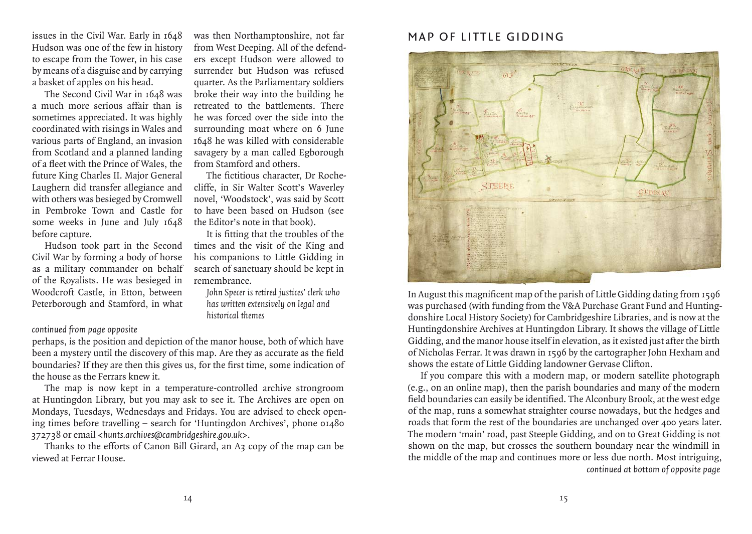issues in the Civil War. Early in 1648 Hudson was one of the few in history to escape from the Tower, in his case by means of a disguise and by carrying a basket of apples on his head.

The Second Civil War in 1648 was a much more serious affair than is sometimes appreciated. It was highly coordinated with risings in Wales and various parts of England, an invasion from Scotland and a planned landing of a fleet with the Prince of Wales, the future King Charles II. Major General Laughern did transfer allegiance and with others was besieged by Cromwell in Pembroke Town and Castle for some weeks in June and July 1648 before capture.

Hudson took part in the Second Civil War by forming a body of horse as a military commander on behalf of the Royalists. He was besieged in Woodcroft Castle, in Etton, between Peterborough and Stamford, in what was then Northamptonshire, not far from West Deeping. All of the defenders except Hudson were allowed to surrender but Hudson was refused quarter. As the Parliamentary soldiers broke their way into the building he retreated to the battlements. There he was forced over the side into the surrounding moat where on 6 June 1648 he was killed with considerable savagery by a man called Egborough from Stamford and others.

The fictitious character, Dr Rochecliffe, in Sir Walter Scott's Waverley novel, 'Woodstock', was said by Scott to have been based on Hudson (see the Editor's note in that book).

It is fitting that the troubles of the times and the visit of the King and his companions to Little Gidding in search of sanctuary should be kept in remembrance.

*John Specer is retired justices' clerk who has written extensively on legal and historical themes*

## MAP OF LITTLE GIDDING

In August this magnificent map of the parish of Little Gidding dating from 1596 was purchased (with funding from the V&A Purchase Grant Fund and Huntingdonshire Local History Society) for Cambridgeshire Libraries, and is now at the Huntingdonshire Archives at Huntingdon Library. It shows the village of Little Gidding, and the manor house itself in elevation, as it existed just after the birth of Nicholas Ferrar. It was drawn in 1596 by the cartographer John Hexham and shows the estate of Little Gidding landowner Gervase Clifton.

If you compare this with a modern map, or modern satellite photograph (e.g., on an online map), then the parish boundaries and many of the modern field boundaries can easily be identified. The Alconbury Brook, at the west edge of the map, runs a somewhat straighter course nowadays, but the hedges and roads that form the rest of the boundaries are unchanged over 400 years later. The modern 'main' road, past Steeple Gidding, and on to Great Gidding is not shown on the map, but crosses the southern boundary near the windmill in the middle of the map and continues more or less due north. Most intriguing, perhaps, is the position and depiction of the manor house, both of which have been a mystery until the discovery of this map. Are they as accurate as the field boundaries? If they are then this gives us, for the first time, some indication of the house as the Ferrars knew it.

The map is now kept in a temperature-controlled archive strongroom at Huntingdon Library, but you may ask to see it. The Archives are open on Mondays, Tuesdays, Wednesdays and Fridays. You are advised to check opening times before travelling – search for 'Huntingdon Archives', phone 01480 372738 or email <*hunts.archives@cambridgeshire.gov.uk*>.

Thanks to the efforts of Canon Bill Girard, an A3 copy of the map can be viewed at Ferrar House.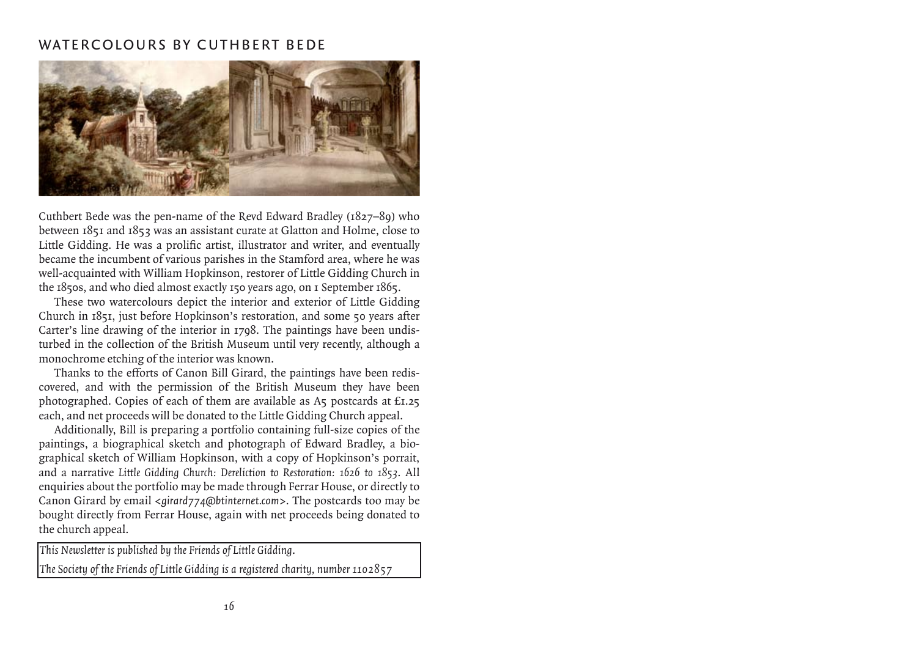## WATERCOLOURS BY CUTHBERT BEDE

Cuthbert Bede was the pen-name of the Revd Edward Bradley (1827–89) who between 1851 and 1853 was an assistant curate at Glatton and Holme, close to Little Gidding. He was a prolific artist, illustrator and writer, and eventually became the incumbent of various parishes in the Stamford area, where he was well-acquainted with William Hopkinson, restorer of Little Gidding Church in the 1850s, and who died almost exactly 150 years ago, on 1 September 1865.

These two watercolours depict the interior and exterior of Little Gidding Church in 1851, just before Hopkinson's restoration, and some 50 years after Carter's line drawing of the interior in 1798. The paintings have been undisturbed in the collection of the British Museum until very recently, although a monochrome etching of the interior was known.

Thanks to the efforts of Canon Bill Girard, the paintings have been rediscovered, and with the permission of the British Museum they have been photographed. Copies of each of them are available as A5 postcards at £1.25 each, and net proceeds will be donated to the Little Gidding Church appeal.

Additionally, Bill is preparing a portfolio containing full-size copies of the paintings, a biographical sketch and photograph of Edward Bradley, a biographical sketch of William Hopkinson, with a copy of Hopkinson's porrait, and a narrative *Little Gidding Church: Dereliction to Restoration: 1626 to 1853*. All enquiries about the portfolio may be made through Ferrar House, or directly to Canon Girard by email <*girard774@btinternet.com*>. The postcards too may be bought directly from Ferrar House, again with net proceeds being donated to the church appeal.

*This Newsletter is published by the Friends of Little Gidding.*

*The Society of the Friends of Little Gidding is a registered charity, number 1102857*